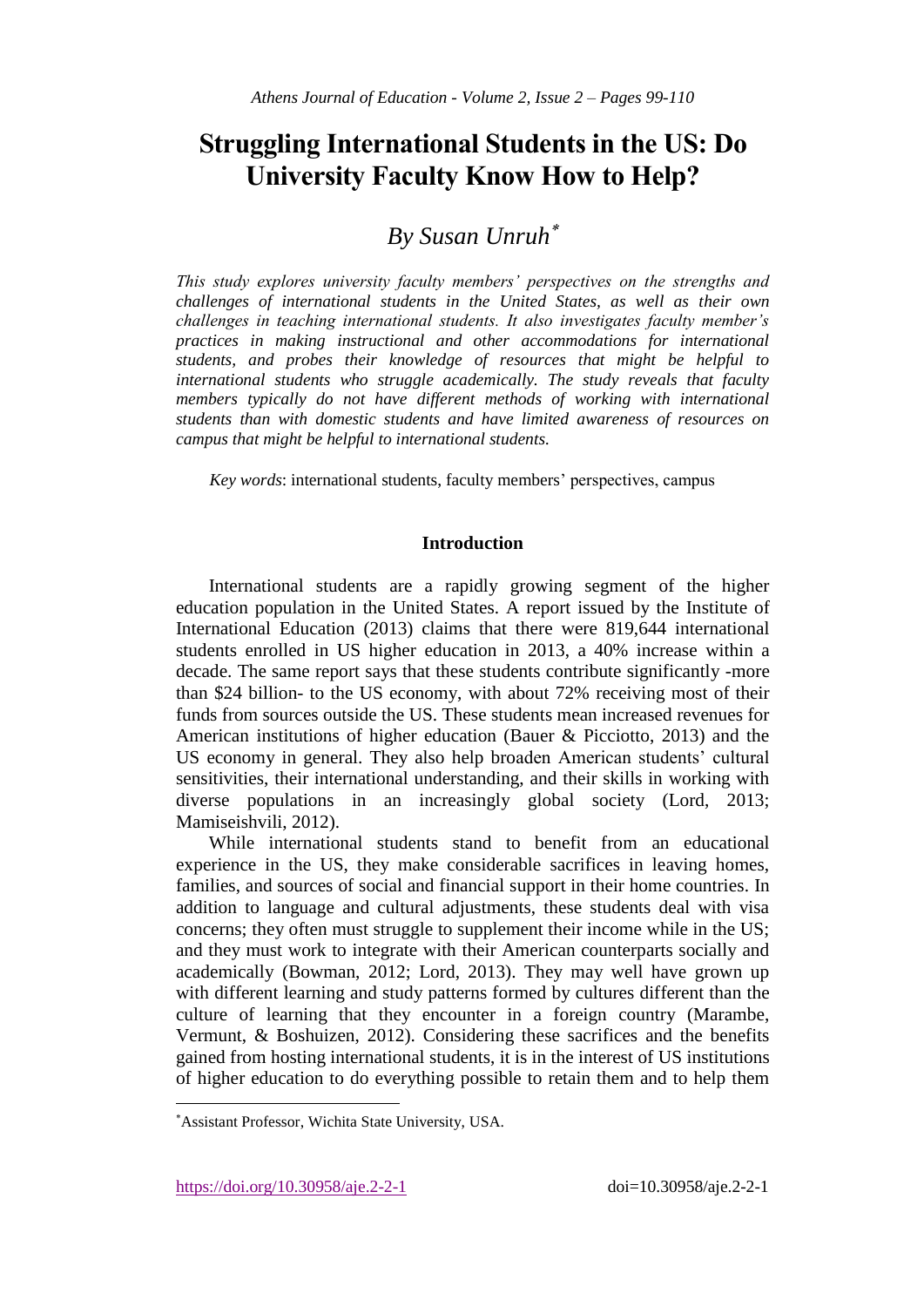# Struggling International Students in the US: Do University Faculty Know How to Help?

## *By Susan Unruh*[*]

*This study explores university faculty members' perspectives on the strengths and challenges of international students in the United States, as well as their own challenges in teaching international students. It also investigates faculty member's practices in making instructional and other accommodations for international students, and probes their knowledge of resources that might be helpful to international students who struggle academically. The study reveals that faculty members typically do not have different methods of working with international students than with domestic students and have limited awareness of resources on campus that might be helpful to international students.*

*Key words*: international students, faculty members' perspectives, campus

### Introduction

International students are a rapidly growing segment of the higher education population in the United States. A report issued by the Institute of International Education (2013) claims that there were 819,644 international students enrolled in US higher education in 2013, a 40% increase within a decade. The same report says that these students contribute significantly -more than $24 billion- to the US economy, with about 72% receiving most of their funds from sources outside the US. These students mean increased revenues for American institutions of higher education (Bauer & Picciotto, 2013) and the US economy in general. They also help broaden American students' cultural sensitivities, their international understanding, and their skills in working with diverse populations in an increasingly global society (Lord, 2013; Mamiseishvili, 2012).

While international students stand to benefit from an educational experience in the US, they make considerable sacrifices in leaving homes, families, and sources of social and financial support in their home countries. In addition to language and cultural adjustments, these students deal with visa concerns; they often must struggle to supplement their income while in the US; and they must work to integrate with their American counterparts socially and academically (Bowman, 2012; Lord, 2013). They may well have grown up with different learning and study patterns formed by cultures different than the culture of learning that they encounter in a foreign country (Marambe, Vermunt, & Boshuizen, 2012). Considering these sacrifices and the benefits gained from hosting international students, it is in the interest of US institutions of higher education to do everything possible to retain them and to help them

[*]Assistant Professor, Wichita State University, USA.

https://doi.org/10.30958/aje.2-2-1 doi=10.30958/aje.2-2-1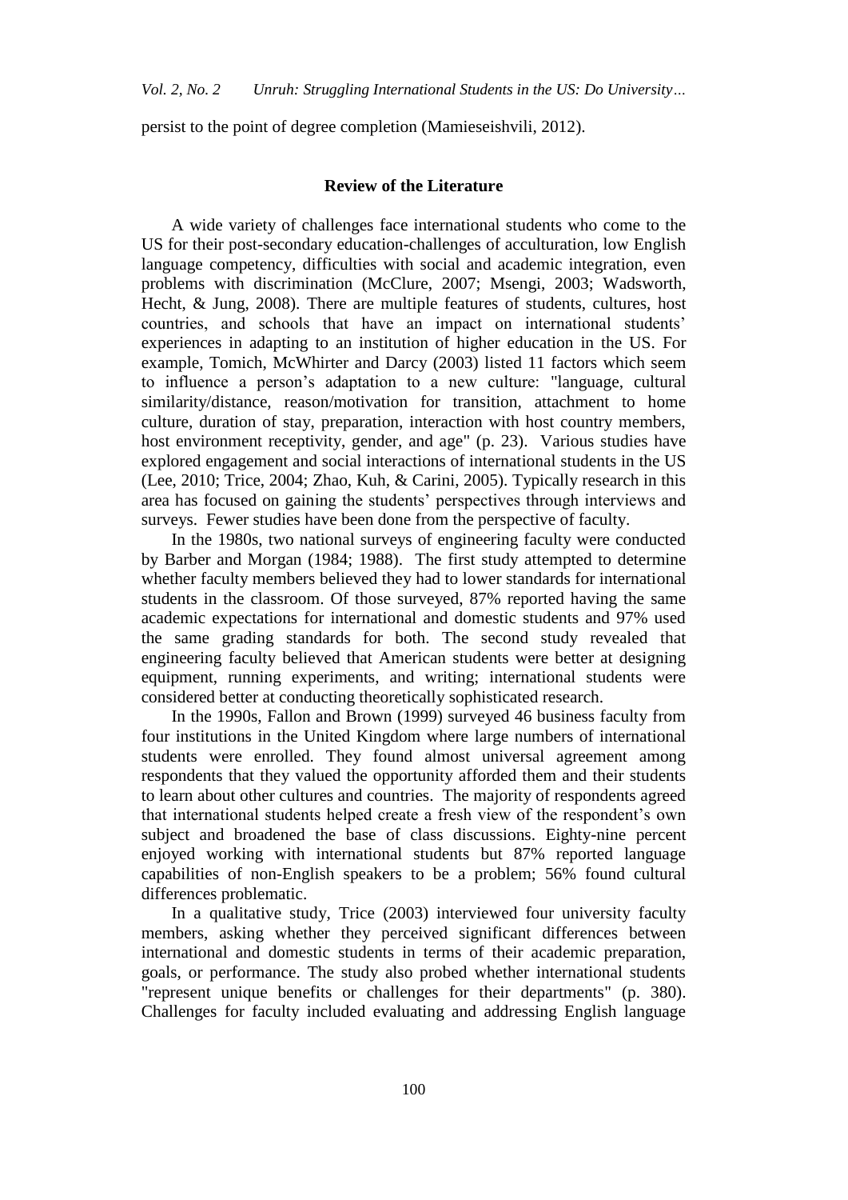persist to the point of degree completion (Mamieseishvili, 2012).

## Review of the Literature

A wide variety of challenges face international students who come to the US for their post-secondary education-challenges of acculturation, low English language competency, difficulties with social and academic integration, even problems with discrimination (McClure, 2007; Msengi, 2003; Wadsworth, Hecht, & Jung, 2008). There are multiple features of students, cultures, host countries, and schools that have an impact on international students' experiences in adapting to an institution of higher education in the US. For example, Tomich, McWhirter and Darcy (2003) listed 11 factors which seem to influence a person's adaptation to a new culture: "language, cultural similarity/distance, reason/motivation for transition, attachment to home culture, duration of stay, preparation, interaction with host country members, host environment receptivity, gender, and age" (p. 23). Various studies have explored engagement and social interactions of international students in the US (Lee, 2010; Trice, 2004; Zhao, Kuh, & Carini, 2005). Typically research in this area has focused on gaining the students' perspectives through interviews and surveys. Fewer studies have been done from the perspective of faculty.

In the 1980s, two national surveys of engineering faculty were conducted by Barber and Morgan (1984; 1988). The first study attempted to determine whether faculty members believed they had to lower standards for international students in the classroom. Of those surveyed, 87% reported having the same academic expectations for international and domestic students and 97% used the same grading standards for both. The second study revealed that engineering faculty believed that American students were better at designing equipment, running experiments, and writing; international students were considered better at conducting theoretically sophisticated research.

In the 1990s, Fallon and Brown (1999) surveyed 46 business faculty from four institutions in the United Kingdom where large numbers of international students were enrolled. They found almost universal agreement among respondents that they valued the opportunity afforded them and their students to learn about other cultures and countries. The majority of respondents agreed that international students helped create a fresh view of the respondent's own subject and broadened the base of class discussions. Eighty-nine percent enjoyed working with international students but 87% reported language capabilities of non-English speakers to be a problem; 56% found cultural differences problematic.

In a qualitative study, Trice (2003) interviewed four university faculty members, asking whether they perceived significant differences between international and domestic students in terms of their academic preparation, goals, or performance. The study also probed whether international students "represent unique benefits or challenges for their departments" (p. 380). Challenges for faculty included evaluating and addressing English language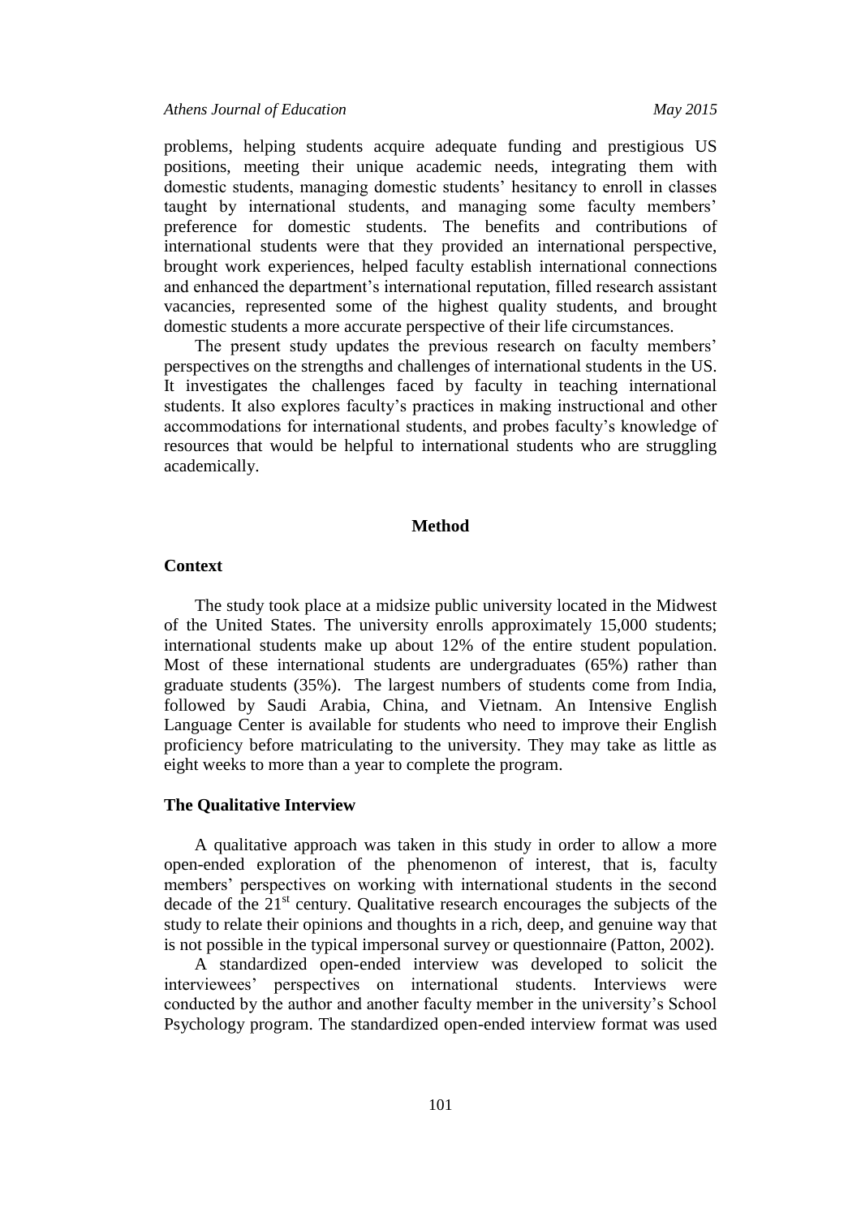problems, helping students acquire adequate funding and prestigious US positions, meeting their unique academic needs, integrating them with domestic students, managing domestic students' hesitancy to enroll in classes taught by international students, and managing some faculty members' preference for domestic students. The benefits and contributions of international students were that they provided an international perspective, brought work experiences, helped faculty establish international connections and enhanced the department's international reputation, filled research assistant vacancies, represented some of the highest quality students, and brought domestic students a more accurate perspective of their life circumstances.

The present study updates the previous research on faculty members' perspectives on the strengths and challenges of international students in the US. It investigates the challenges faced by faculty in teaching international students. It also explores faculty's practices in making instructional and other accommodations for international students, and probes faculty's knowledge of resources that would be helpful to international students who are struggling academically.

## Method

### Context

The study took place at a midsize public university located in the Midwest of the United States. The university enrolls approximately 15,000 students; international students make up about 12% of the entire student population. Most of these international students are undergraduates (65%) rather than graduate students (35%). The largest numbers of students come from India, followed by Saudi Arabia, China, and Vietnam. An Intensive English Language Center is available for students who need to improve their English proficiency before matriculating to the university. They may take as little as eight weeks to more than a year to complete the program.

### The Qualitative Interview

A qualitative approach was taken in this study in order to allow a more open-ended exploration of the phenomenon of interest, that is, faculty members' perspectives on working with international students in the second decade of the 21st century. Qualitative research encourages the subjects of the study to relate their opinions and thoughts in a rich, deep, and genuine way that is not possible in the typical impersonal survey or questionnaire (Patton, 2002).

A standardized open-ended interview was developed to solicit the interviewees' perspectives on international students. Interviews were conducted by the author and another faculty member in the university's School Psychology program. The standardized open-ended interview format was used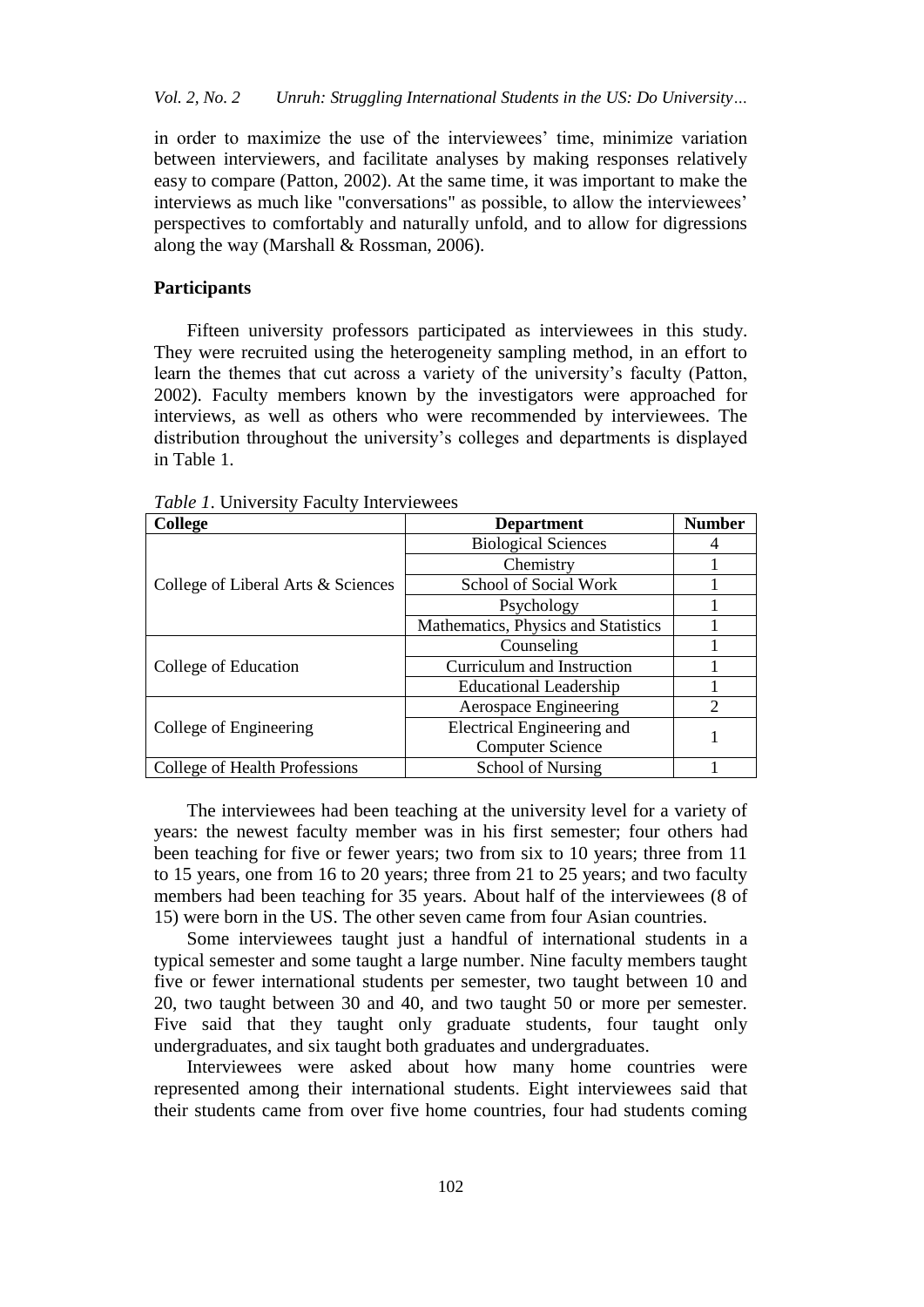in order to maximize the use of the interviewees' time, minimize variation between interviewers, and facilitate analyses by making responses relatively easy to compare (Patton, 2002). At the same time, it was important to make the interviews as much like "conversations" as possible, to allow the interviewees' perspectives to comfortably and naturally unfold, and to allow for digressions along the way (Marshall & Rossman, 2006).

### Participants

Fifteen university professors participated as interviewees in this study. They were recruited using the heterogeneity sampling method, in an effort to learn the themes that cut across a variety of the university's faculty (Patton, 2002). Faculty members known by the investigators were approached for interviews, as well as others who were recommended by interviewees. The distribution throughout the university's colleges and departments is displayed in Table 1.

*Table 1*. University Faculty Interviewees

| College | Department | Number |
|---|---|---|
| College of Liberal Arts & Sciences | Biological Sciences | 4 |
| | Chemistry | 1 |
| | School of Social Work | 1 |
| | Psychology | 1 |
| | Mathematics, Physics and Statistics | 1 |
| College of Education | Counseling | 1 |
| | Curriculum and Instruction | 1 |
| | Educational Leadership | 1 |
| College of Engineering | Aerospace Engineering | 2 |
| | Electrical Engineering and Computer Science | 1 |
| College of Health Professions | School of Nursing | 1 |

The interviewees had been teaching at the university level for a variety of years: the newest faculty member was in his first semester; four others had been teaching for five or fewer years; two from six to 10 years; three from 11 to 15 years, one from 16 to 20 years; three from 21 to 25 years; and two faculty members had been teaching for 35 years. About half of the interviewees (8 of 15) were born in the US. The other seven came from four Asian countries.

Some interviewees taught just a handful of international students in a typical semester and some taught a large number. Nine faculty members taught five or fewer international students per semester, two taught between 10 and 20, two taught between 30 and 40, and two taught 50 or more per semester. Five said that they taught only graduate students, four taught only undergraduates, and six taught both graduates and undergraduates.

Interviewees were asked about how many home countries were represented among their international students. Eight interviewees said that their students came from over five home countries, four had students coming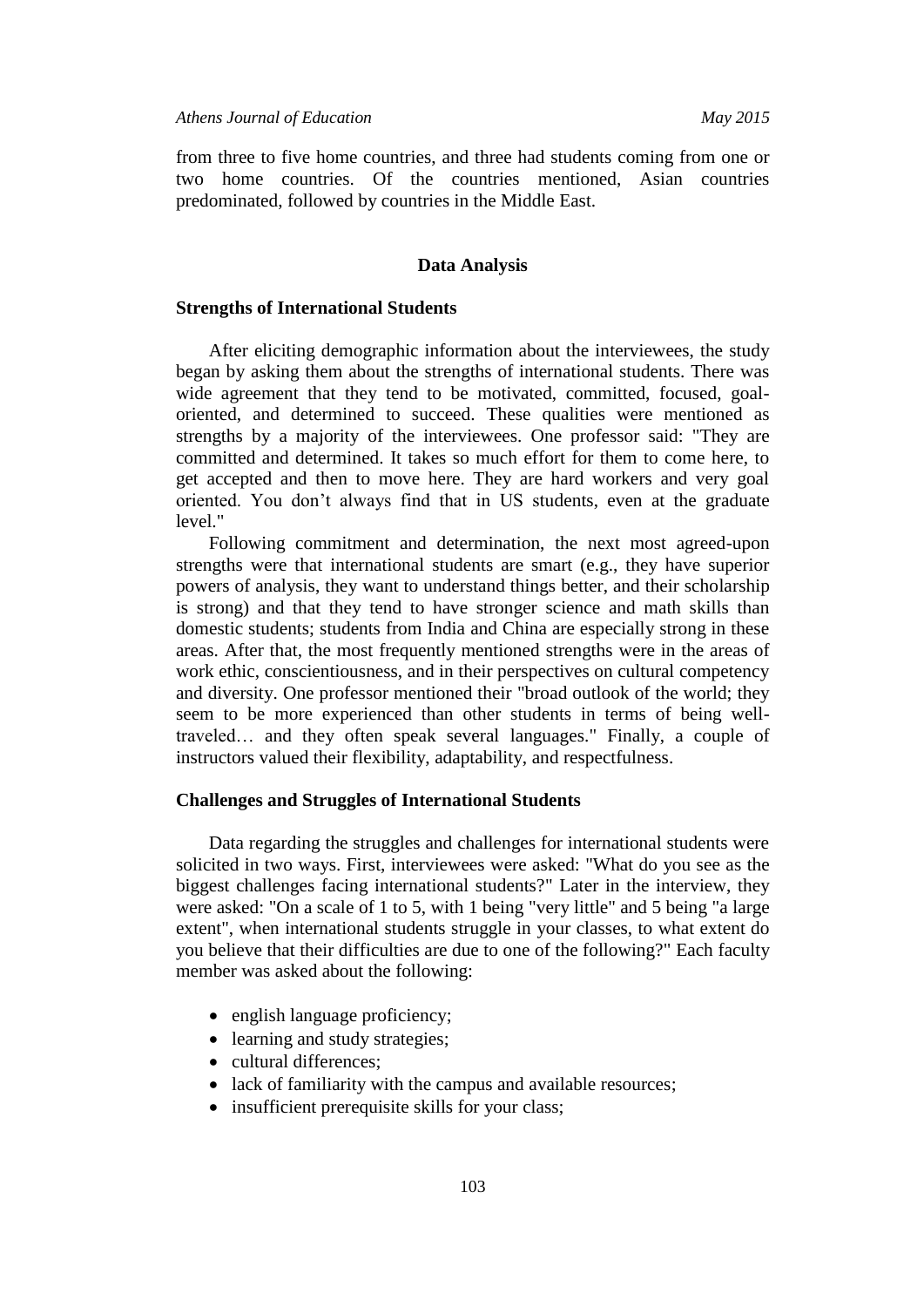from three to five home countries, and three had students coming from one or two home countries. Of the countries mentioned, Asian countries predominated, followed by countries in the Middle East.

## Data Analysis

### Strengths of International Students

After eliciting demographic information about the interviewees, the study began by asking them about the strengths of international students. There was wide agreement that they tend to be motivated, committed, focused, goal-oriented, and determined to succeed. These qualities were mentioned as strengths by a majority of the interviewees. One professor said: "They are committed and determined. It takes so much effort for them to come here, to get accepted and then to move here. They are hard workers and very goal oriented. You don't always find that in US students, even at the graduate level."

Following commitment and determination, the next most agreed-upon strengths were that international students are smart (e.g., they have superior powers of analysis, they want to understand things better, and their scholarship is strong) and that they tend to have stronger science and math skills than domestic students; students from India and China are especially strong in these areas. After that, the most frequently mentioned strengths were in the areas of work ethic, conscientiousness, and in their perspectives on cultural competency and diversity. One professor mentioned their "broad outlook of the world; they seem to be more experienced than other students in terms of being well-traveled… and they often speak several languages." Finally, a couple of instructors valued their flexibility, adaptability, and respectfulness.

### Challenges and Struggles of International Students

Data regarding the struggles and challenges for international students were solicited in two ways. First, interviewees were asked: "What do you see as the biggest challenges facing international students?" Later in the interview, they were asked: "On a scale of 1 to 5, with 1 being "very little" and 5 being "a large extent", when international students struggle in your classes, to what extent do you believe that their difficulties are due to one of the following?" Each faculty member was asked about the following:

- english language proficiency;
- learning and study strategies;
- cultural differences;
- lack of familiarity with the campus and available resources;
- insufficient prerequisite skills for your class;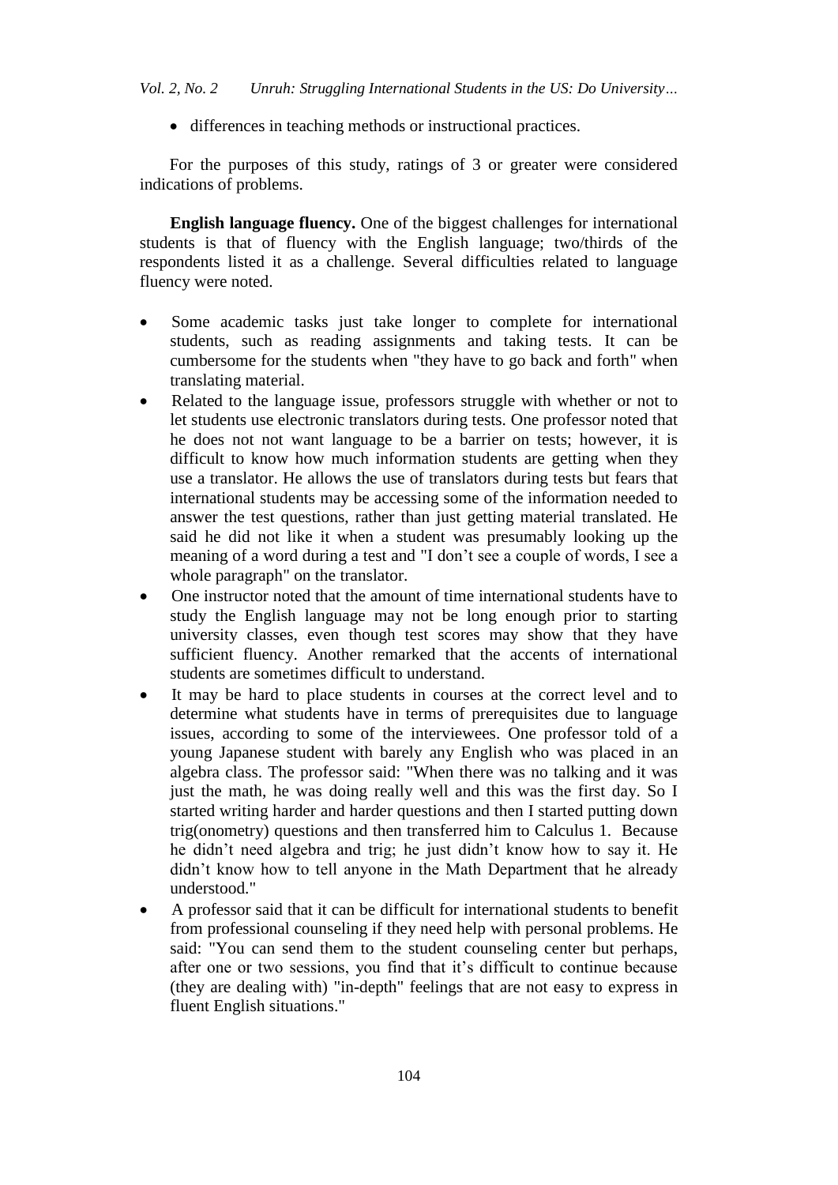- differences in teaching methods or instructional practices.

For the purposes of this study, ratings of 3 or greater were considered indications of problems.

**English language fluency.** One of the biggest challenges for international students is that of fluency with the English language; two/thirds of the respondents listed it as a challenge. Several difficulties related to language fluency were noted.

- Some academic tasks just take longer to complete for international students, such as reading assignments and taking tests. It can be cumbersome for the students when "they have to go back and forth" when translating material.
- Related to the language issue, professors struggle with whether or not to let students use electronic translators during tests. One professor noted that he does not not want language to be a barrier on tests; however, it is difficult to know how much information students are getting when they use a translator. He allows the use of translators during tests but fears that international students may be accessing some of the information needed to answer the test questions, rather than just getting material translated. He said he did not like it when a student was presumably looking up the meaning of a word during a test and "I don't see a couple of words, I see a whole paragraph" on the translator.
- One instructor noted that the amount of time international students have to study the English language may not be long enough prior to starting university classes, even though test scores may show that they have sufficient fluency. Another remarked that the accents of international students are sometimes difficult to understand.
- It may be hard to place students in courses at the correct level and to determine what students have in terms of prerequisites due to language issues, according to some of the interviewees. One professor told of a young Japanese student with barely any English who was placed in an algebra class. The professor said: "When there was no talking and it was just the math, he was doing really well and this was the first day. So I started writing harder and harder questions and then I started putting down trig(onometry) questions and then transferred him to Calculus 1. Because he didn't need algebra and trig; he just didn't know how to say it. He didn't know how to tell anyone in the Math Department that he already understood."
- A professor said that it can be difficult for international students to benefit from professional counseling if they need help with personal problems. He said: "You can send them to the student counseling center but perhaps, after one or two sessions, you find that it's difficult to continue because (they are dealing with) "in-depth" feelings that are not easy to express in fluent English situations."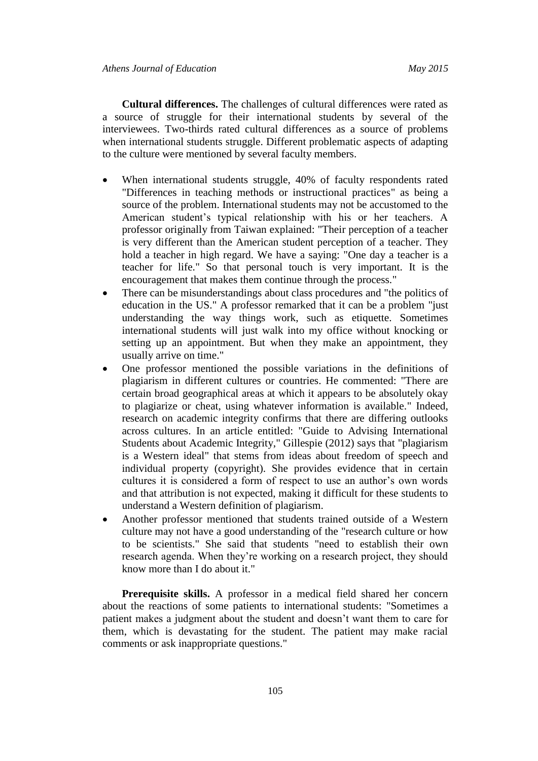**Cultural differences.** The challenges of cultural differences were rated as a source of struggle for their international students by several of the interviewees. Two-thirds rated cultural differences as a source of problems when international students struggle. Different problematic aspects of adapting to the culture were mentioned by several faculty members.

- When international students struggle, 40% of faculty respondents rated "Differences in teaching methods or instructional practices" as being a source of the problem. International students may not be accustomed to the American student's typical relationship with his or her teachers. A professor originally from Taiwan explained: "Their perception of a teacher is very different than the American student perception of a teacher. They hold a teacher in high regard. We have a saying: "One day a teacher is a teacher for life." So that personal touch is very important. It is the encouragement that makes them continue through the process."
- There can be misunderstandings about class procedures and "the politics of education in the US." A professor remarked that it can be a problem "just understanding the way things work, such as etiquette. Sometimes international students will just walk into my office without knocking or setting up an appointment. But when they make an appointment, they usually arrive on time."
- One professor mentioned the possible variations in the definitions of plagiarism in different cultures or countries. He commented: "There are certain broad geographical areas at which it appears to be absolutely okay to plagiarize or cheat, using whatever information is available." Indeed, research on academic integrity confirms that there are differing outlooks across cultures. In an article entitled: "Guide to Advising International Students about Academic Integrity," Gillespie (2012) says that "plagiarism is a Western ideal" that stems from ideas about freedom of speech and individual property (copyright). She provides evidence that in certain cultures it is considered a form of respect to use an author's own words and that attribution is not expected, making it difficult for these students to understand a Western definition of plagiarism.
- Another professor mentioned that students trained outside of a Western culture may not have a good understanding of the "research culture or how to be scientists." She said that students "need to establish their own research agenda. When they're working on a research project, they should know more than I do about it."

**Prerequisite skills.** A professor in a medical field shared her concern about the reactions of some patients to international students: "Sometimes a patient makes a judgment about the student and doesn't want them to care for them, which is devastating for the student. The patient may make racial comments or ask inappropriate questions."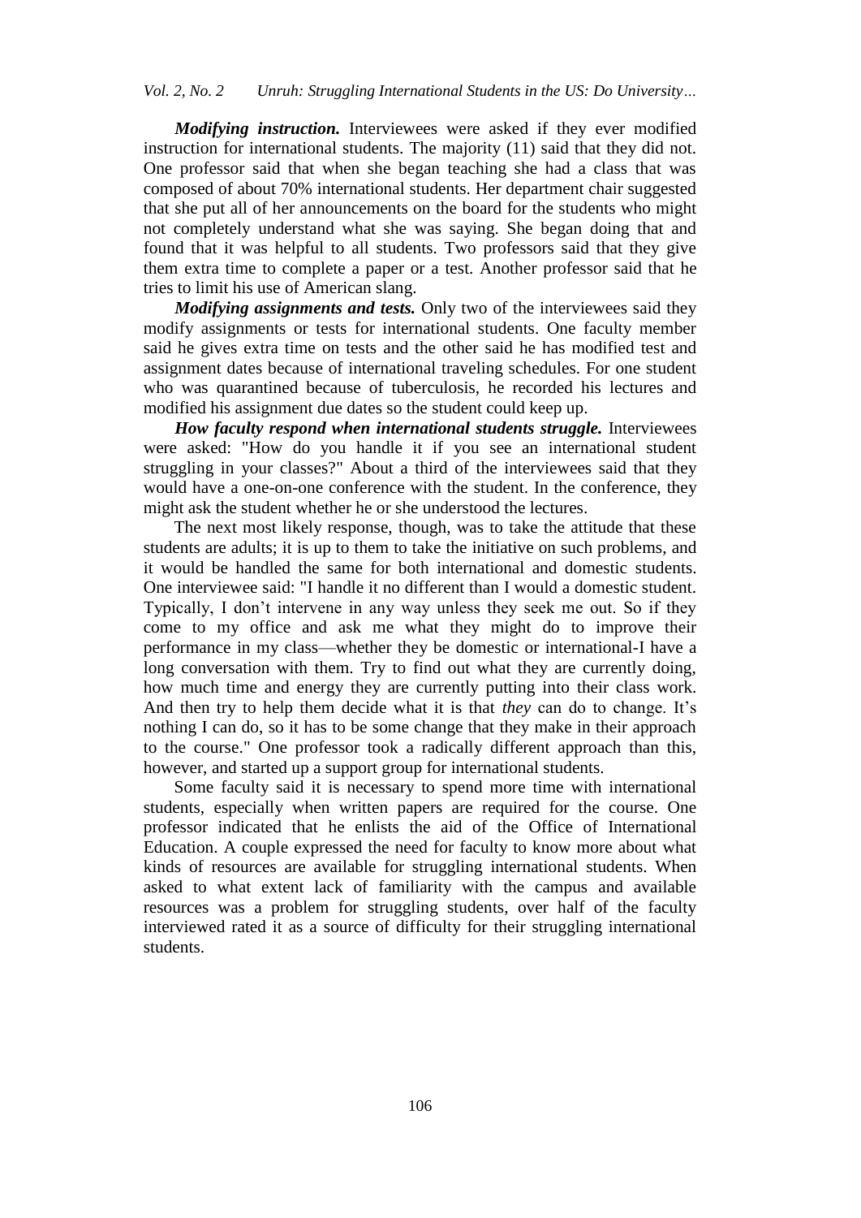***Modifying instruction.*** Interviewees were asked if they ever modified instruction for international students. The majority (11) said that they did not. One professor said that when she began teaching she had a class that was composed of about 70% international students. Her department chair suggested that she put all of her announcements on the board for the students who might not completely understand what she was saying. She began doing that and found that it was helpful to all students. Two professors said that they give them extra time to complete a paper or a test. Another professor said that he tries to limit his use of American slang.

***Modifying assignments and tests.*** Only two of the interviewees said they modify assignments or tests for international students. One faculty member said he gives extra time on tests and the other said he has modified test and assignment dates because of international traveling schedules. For one student who was quarantined because of tuberculosis, he recorded his lectures and modified his assignment due dates so the student could keep up.

***How faculty respond when international students struggle.*** Interviewees were asked: "How do you handle it if you see an international student struggling in your classes?" About a third of the interviewees said that they would have a one-on-one conference with the student. In the conference, they might ask the student whether he or she understood the lectures.

The next most likely response, though, was to take the attitude that these students are adults; it is up to them to take the initiative on such problems, and it would be handled the same for both international and domestic students. One interviewee said: "I handle it no different than I would a domestic student. Typically, I don't intervene in any way unless they seek me out. So if they come to my office and ask me what they might do to improve their performance in my class—whether they be domestic or international-I have a long conversation with them. Try to find out what they are currently doing, how much time and energy they are currently putting into their class work. And then try to help them decide what it is that *they* can do to change. It's nothing I can do, so it has to be some change that they make in their approach to the course." One professor took a radically different approach than this, however, and started up a support group for international students.

Some faculty said it is necessary to spend more time with international students, especially when written papers are required for the course. One professor indicated that he enlists the aid of the Office of International Education. A couple expressed the need for faculty to know more about what kinds of resources are available for struggling international students. When asked to what extent lack of familiarity with the campus and available resources was a problem for struggling students, over half of the faculty interviewed rated it as a source of difficulty for their struggling international students.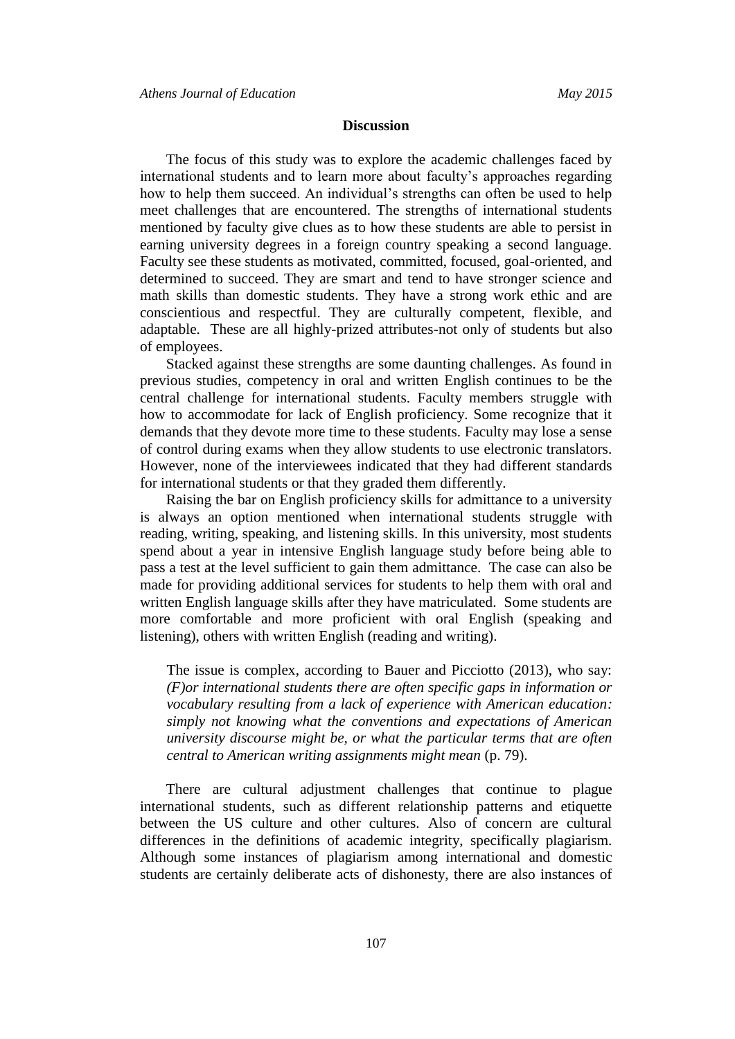## Discussion

The focus of this study was to explore the academic challenges faced by international students and to learn more about faculty's approaches regarding how to help them succeed. An individual's strengths can often be used to help meet challenges that are encountered. The strengths of international students mentioned by faculty give clues as to how these students are able to persist in earning university degrees in a foreign country speaking a second language. Faculty see these students as motivated, committed, focused, goal-oriented, and determined to succeed. They are smart and tend to have stronger science and math skills than domestic students. They have a strong work ethic and are conscientious and respectful. They are culturally competent, flexible, and adaptable. These are all highly-prized attributes-not only of students but also of employees.

Stacked against these strengths are some daunting challenges. As found in previous studies, competency in oral and written English continues to be the central challenge for international students. Faculty members struggle with how to accommodate for lack of English proficiency. Some recognize that it demands that they devote more time to these students. Faculty may lose a sense of control during exams when they allow students to use electronic translators. However, none of the interviewees indicated that they had different standards for international students or that they graded them differently.

Raising the bar on English proficiency skills for admittance to a university is always an option mentioned when international students struggle with reading, writing, speaking, and listening skills. In this university, most students spend about a year in intensive English language study before being able to pass a test at the level sufficient to gain them admittance. The case can also be made for providing additional services for students to help them with oral and written English language skills after they have matriculated. Some students are more comfortable and more proficient with oral English (speaking and listening), others with written English (reading and writing).

> The issue is complex, according to Bauer and Picciotto (2013), who say: *(F)or international students there are often specific gaps in information or vocabulary resulting from a lack of experience with American education: simply not knowing what the conventions and expectations of American university discourse might be, or what the particular terms that are often central to American writing assignments might mean* (p. 79).

There are cultural adjustment challenges that continue to plague international students, such as different relationship patterns and etiquette between the US culture and other cultures. Also of concern are cultural differences in the definitions of academic integrity, specifically plagiarism. Although some instances of plagiarism among international and domestic students are certainly deliberate acts of dishonesty, there are also instances of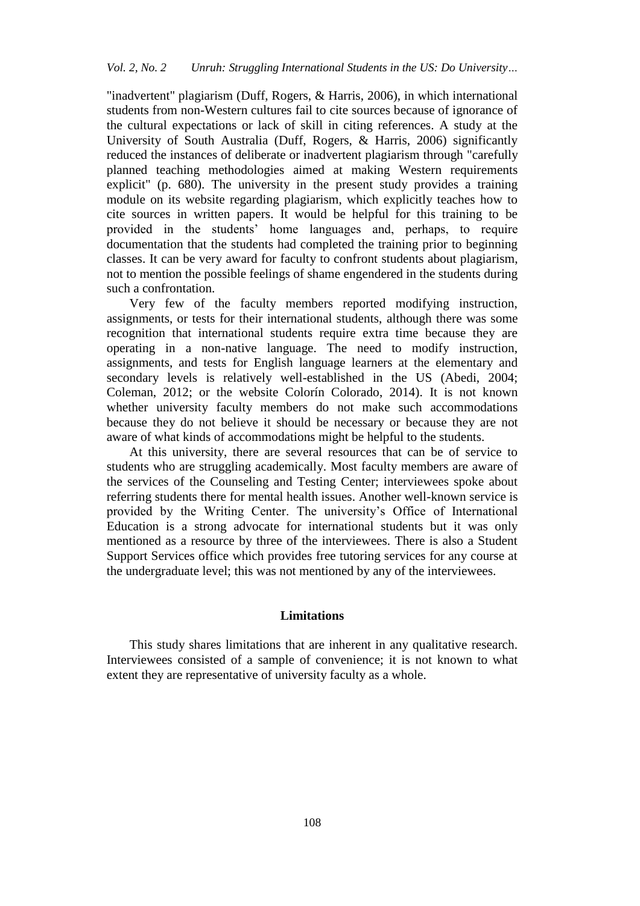"inadvertent" plagiarism (Duff, Rogers, & Harris, 2006), in which international students from non-Western cultures fail to cite sources because of ignorance of the cultural expectations or lack of skill in citing references. A study at the University of South Australia (Duff, Rogers, & Harris, 2006) significantly reduced the instances of deliberate or inadvertent plagiarism through "carefully planned teaching methodologies aimed at making Western requirements explicit" (p. 680). The university in the present study provides a training module on its website regarding plagiarism, which explicitly teaches how to cite sources in written papers. It would be helpful for this training to be provided in the students' home languages and, perhaps, to require documentation that the students had completed the training prior to beginning classes. It can be very award for faculty to confront students about plagiarism, not to mention the possible feelings of shame engendered in the students during such a confrontation.

Very few of the faculty members reported modifying instruction, assignments, or tests for their international students, although there was some recognition that international students require extra time because they are operating in a non-native language. The need to modify instruction, assignments, and tests for English language learners at the elementary and secondary levels is relatively well-established in the US (Abedi, 2004; Coleman, 2012; or the website Colorín Colorado, 2014). It is not known whether university faculty members do not make such accommodations because they do not believe it should be necessary or because they are not aware of what kinds of accommodations might be helpful to the students.

At this university, there are several resources that can be of service to students who are struggling academically. Most faculty members are aware of the services of the Counseling and Testing Center; interviewees spoke about referring students there for mental health issues. Another well-known service is provided by the Writing Center. The university's Office of International Education is a strong advocate for international students but it was only mentioned as a resource by three of the interviewees. There is also a Student Support Services office which provides free tutoring services for any course at the undergraduate level; this was not mentioned by any of the interviewees.

## Limitations

This study shares limitations that are inherent in any qualitative research. Interviewees consisted of a sample of convenience; it is not known to what extent they are representative of university faculty as a whole.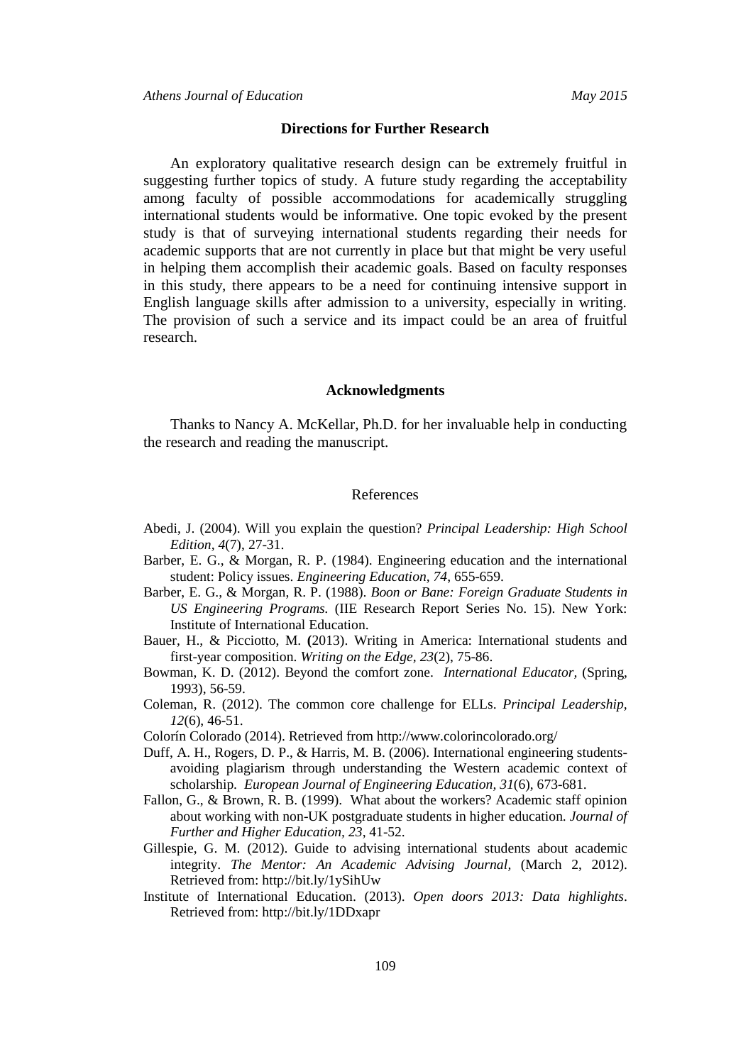## Directions for Further Research

An exploratory qualitative research design can be extremely fruitful in suggesting further topics of study. A future study regarding the acceptability among faculty of possible accommodations for academically struggling international students would be informative. One topic evoked by the present study is that of surveying international students regarding their needs for academic supports that are not currently in place but that might be very useful in helping them accomplish their academic goals. Based on faculty responses in this study, there appears to be a need for continuing intensive support in English language skills after admission to a university, especially in writing. The provision of such a service and its impact could be an area of fruitful research.

## Acknowledgments

Thanks to Nancy A. McKellar, Ph.D. for her invaluable help in conducting the research and reading the manuscript.

## References

Abedi, J. (2004). Will you explain the question? *Principal Leadership: High School Edition, 4*(7), 27-31.

Barber, E. G., & Morgan, R. P. (1984). Engineering education and the international student: Policy issues. *Engineering Education, 74*, 655-659.

Barber, E. G., & Morgan, R. P. (1988). *Boon or Bane: Foreign Graduate Students in US Engineering Programs.* (IIE Research Report Series No. 15). New York: Institute of International Education.

Bauer, H., & Picciotto, M. (2013). Writing in America: International students and first-year composition. *Writing on the Edge, 23*(2), 75-86.

Bowman, K. D. (2012). Beyond the comfort zone. *International Educator,* (Spring, 1993), 56-59.

Coleman, R. (2012). The common core challenge for ELLs. *Principal Leadership, 12*(6), 46-51.

Colorín Colorado (2014). Retrieved from http://www.colorincolorado.org/

Duff, A. H., Rogers, D. P., & Harris, M. B. (2006). International engineering students-avoiding plagiarism through understanding the Western academic context of scholarship. *European Journal of Engineering Education, 31*(6), 673-681.

Fallon, G., & Brown, R. B. (1999). What about the workers? Academic staff opinion about working with non-UK postgraduate students in higher education. *Journal of Further and Higher Education, 23*, 41-52.

Gillespie, G. M. (2012). Guide to advising international students about academic integrity. *The Mentor: An Academic Advising Journal,* (March 2, 2012). Retrieved from: http://bit.ly/1ySihUw

Institute of International Education. (2013). *Open doors 2013: Data highlights*. Retrieved from: http://bit.ly/1DDxapr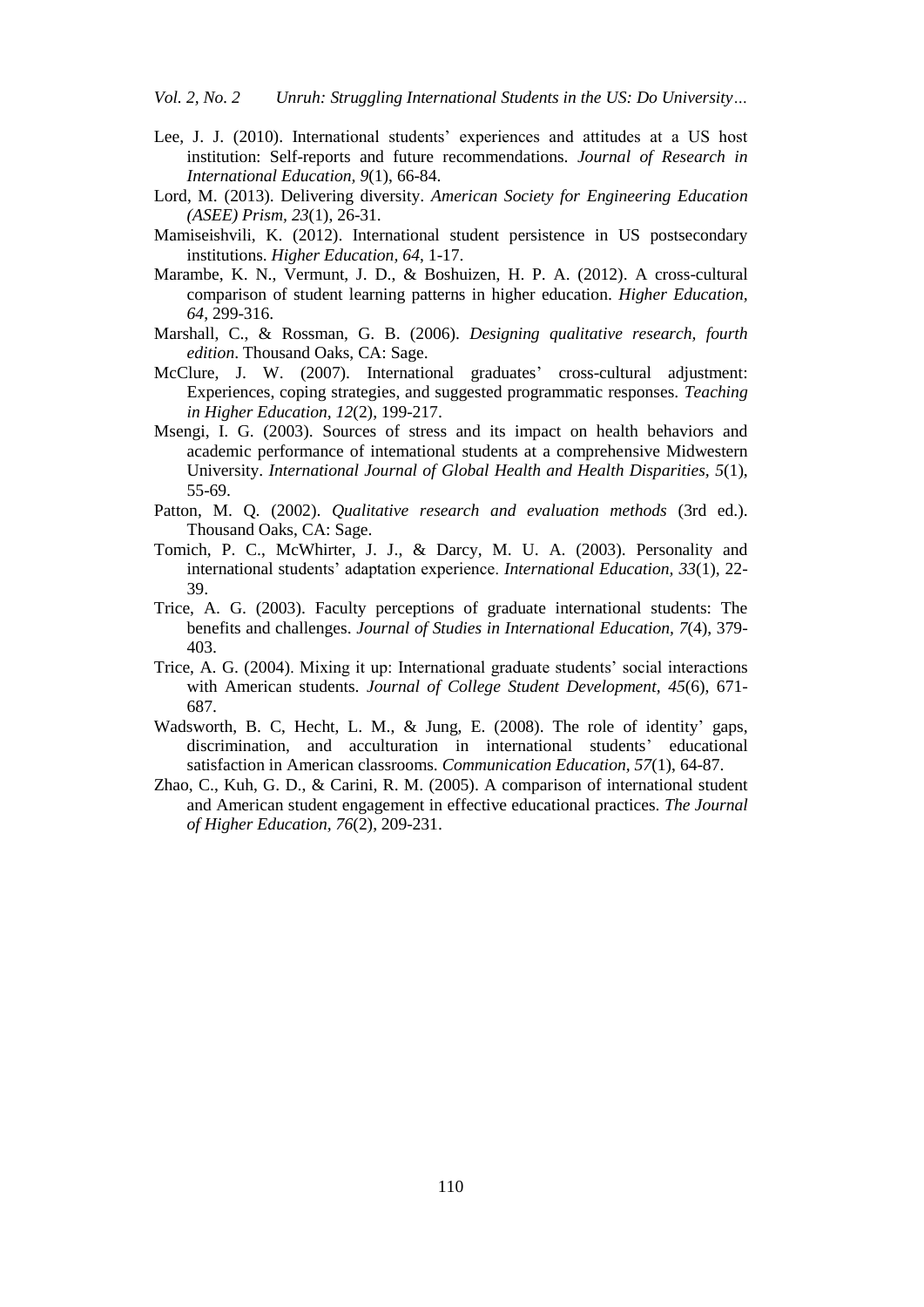Lee, J. J. (2010). International students' experiences and attitudes at a US host institution: Self-reports and future recommendations. *Journal of Research in International Education, 9*(1), 66-84.

Lord, M. (2013). Delivering diversity. *American Society for Engineering Education (ASEE) Prism, 23*(1), 26-31.

Mamiseishvili, K. (2012). International student persistence in US postsecondary institutions. *Higher Education, 64*, 1-17.

Marambe, K. N., Vermunt, J. D., & Boshuizen, H. P. A. (2012). A cross-cultural comparison of student learning patterns in higher education. *Higher Education, 64*, 299-316.

Marshall, C., & Rossman, G. B. (2006). *Designing qualitative research, fourth edition*. Thousand Oaks, CA: Sage.

McClure, J. W. (2007). International graduates' cross-cultural adjustment: Experiences, coping strategies, and suggested programmatic responses. *Teaching in Higher Education, 12*(2), 199-217.

Msengi, I. G. (2003). Sources of stress and its impact on health behaviors and academic performance of international students at a comprehensive Midwestern University. *International Journal of Global Health and Health Disparities, 5*(1), 55-69.

Patton, M. Q. (2002). *Qualitative research and evaluation methods* (3rd ed.). Thousand Oaks, CA: Sage.

Tomich, P. C., McWhirter, J. J., & Darcy, M. U. A. (2003). Personality and international students' adaptation experience. *International Education, 33*(1), 22-39.

Trice, A. G. (2003). Faculty perceptions of graduate international students: The benefits and challenges. *Journal of Studies in International Education, 7*(4), 379-403.

Trice, A. G. (2004). Mixing it up: International graduate students' social interactions with American students. *Journal of College Student Development, 45*(6), 671-687.

Wadsworth, B. C, Hecht, L. M., & Jung, E. (2008). The role of identity' gaps, discrimination, and acculturation in international students' educational satisfaction in American classrooms. *Communication Education, 57*(1), 64-87.

Zhao, C., Kuh, G. D., & Carini, R. M. (2005). A comparison of international student and American student engagement in effective educational practices. *The Journal of Higher Education, 76*(2), 209-231.